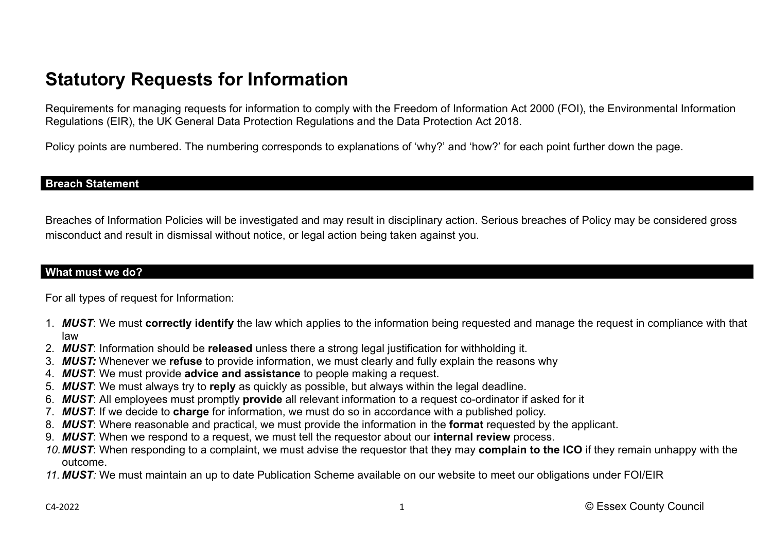# Statutory Requests for Information

Requirements for managing requests for information to comply with the Freedom of Information Act 2000 (FOI), the Environmental Information Regulations (EIR), the UK General Data Protection Regulations and the Data Protection Act 2018.

Policy points are numbered. The numbering corresponds to explanations of 'why?' and 'how?' for each point further down the page.

## Breach Statement

Breaches of Information Policies will be investigated and may result in disciplinary action. Serious breaches of Policy may be considered gross misconduct and result in dismissal without notice, or legal action being taken against you.

## What must we do?

For all types of request for Information:

1. ***MUST***: We must **correctly identify** the law which applies to the information being requested and manage the request in compliance with that law
2. ***MUST***: Information should be **released** unless there a strong legal justification for withholding it.
3. ***MUST:*** Whenever we **refuse** to provide information, we must clearly and fully explain the reasons why
4. ***MUST***: We must provide **advice and assistance** to people making a request.
5. ***MUST***: We must always try to **reply** as quickly as possible, but always within the legal deadline.
6. ***MUST***: All employees must promptly **provide** all relevant information to a request co-ordinator if asked for it
7. ***MUST***: If we decide to **charge** for information, we must do so in accordance with a published policy.
8. ***MUST***: Where reasonable and practical, we must provide the information in the **format** requested by the applicant.
9. ***MUST***: When we respond to a request, we must tell the requestor about our **internal review** process.
10. ***MUST***: When responding to a complaint, we must advise the requestor that they may **complain to the ICO** if they remain unhappy with the outcome.
11. ***MUST:*** We must maintain an up to date Publication Scheme available on our website to meet our obligations under FOI/EIR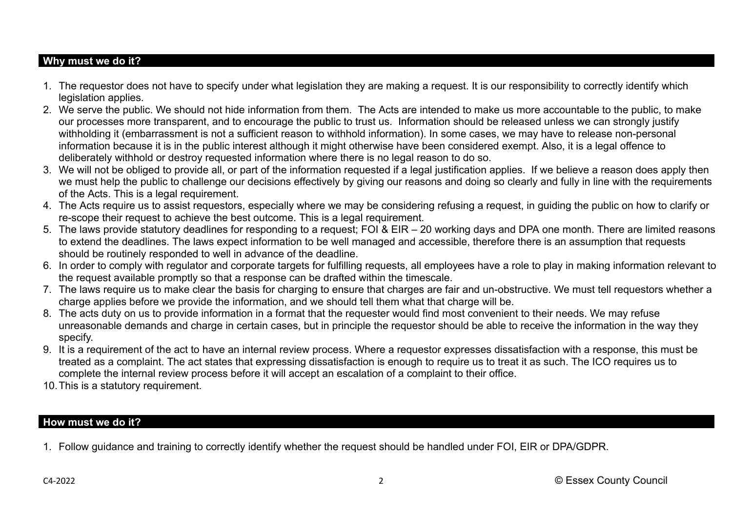## Why must we do it?

1. The requestor does not have to specify under what legislation they are making a request. It is our responsibility to correctly identify which legislation applies.
2. We serve the public. We should not hide information from them. The Acts are intended to make us more accountable to the public, to make our processes more transparent, and to encourage the public to trust us. Information should be released unless we can strongly justify withholding it (embarrassment is not a sufficient reason to withhold information). In some cases, we may have to release non-personal information because it is in the public interest although it might otherwise have been considered exempt. Also, it is a legal offence to deliberately withhold or destroy requested information where there is no legal reason to do so.
3. We will not be obliged to provide all, or part of the information requested if a legal justification applies. If we believe a reason does apply then we must help the public to challenge our decisions effectively by giving our reasons and doing so clearly and fully in line with the requirements of the Acts. This is a legal requirement.
4. The Acts require us to assist requestors, especially where we may be considering refusing a request, in guiding the public on how to clarify or re-scope their request to achieve the best outcome. This is a legal requirement.
5. The laws provide statutory deadlines for responding to a request; FOI & EIR – 20 working days and DPA one month. There are limited reasons to extend the deadlines. The laws expect information to be well managed and accessible, therefore there is an assumption that requests should be routinely responded to well in advance of the deadline.
6. In order to comply with regulator and corporate targets for fulfilling requests, all employees have a role to play in making information relevant to the request available promptly so that a response can be drafted within the timescale.
7. The laws require us to make clear the basis for charging to ensure that charges are fair and un-obstructive. We must tell requestors whether a charge applies before we provide the information, and we should tell them what that charge will be.
8. The acts duty on us to provide information in a format that the requester would find most convenient to their needs. We may refuse unreasonable demands and charge in certain cases, but in principle the requestor should be able to receive the information in the way they specify.
9. It is a requirement of the act to have an internal review process. Where a requestor expresses dissatisfaction with a response, this must be treated as a complaint. The act states that expressing dissatisfaction is enough to require us to treat it as such. The ICO requires us to complete the internal review process before it will accept an escalation of a complaint to their office.
10. This is a statutory requirement.

## How must we do it?

1. Follow guidance and training to correctly identify whether the request should be handled under FOI, EIR or DPA/GDPR.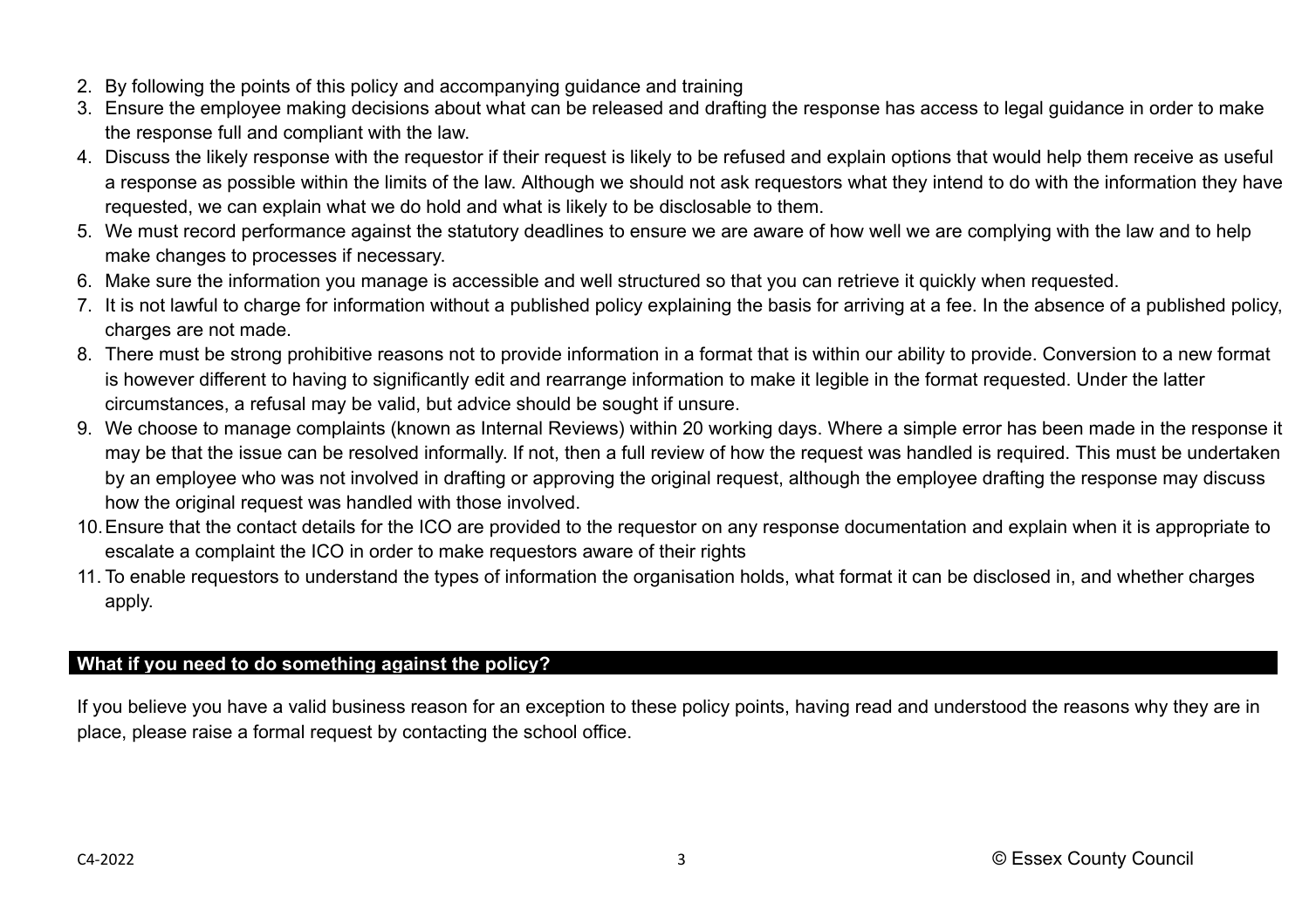2. By following the points of this policy and accompanying guidance and training
3. Ensure the employee making decisions about what can be released and drafting the response has access to legal guidance in order to make the response full and compliant with the law.
4. Discuss the likely response with the requestor if their request is likely to be refused and explain options that would help them receive as useful a response as possible within the limits of the law. Although we should not ask requestors what they intend to do with the information they have requested, we can explain what we do hold and what is likely to be disclosable to them.
5. We must record performance against the statutory deadlines to ensure we are aware of how well we are complying with the law and to help make changes to processes if necessary.
6. Make sure the information you manage is accessible and well structured so that you can retrieve it quickly when requested.
7. It is not lawful to charge for information without a published policy explaining the basis for arriving at a fee. In the absence of a published policy, charges are not made.
8. There must be strong prohibitive reasons not to provide information in a format that is within our ability to provide. Conversion to a new format is however different to having to significantly edit and rearrange information to make it legible in the format requested. Under the latter circumstances, a refusal may be valid, but advice should be sought if unsure.
9. We choose to manage complaints (known as Internal Reviews) within 20 working days. Where a simple error has been made in the response it may be that the issue can be resolved informally. If not, then a full review of how the request was handled is required. This must be undertaken by an employee who was not involved in drafting or approving the original request, although the employee drafting the response may discuss how the original request was handled with those involved.
10. Ensure that the contact details for the ICO are provided to the requestor on any response documentation and explain when it is appropriate to escalate a complaint the ICO in order to make requestors aware of their rights
11. To enable requestors to understand the types of information the organisation holds, what format it can be disclosed in, and whether charges apply.

## What if you need to do something against the policy?

If you believe you have a valid business reason for an exception to these policy points, having read and understood the reasons why they are in place, please raise a formal request by contacting the school office.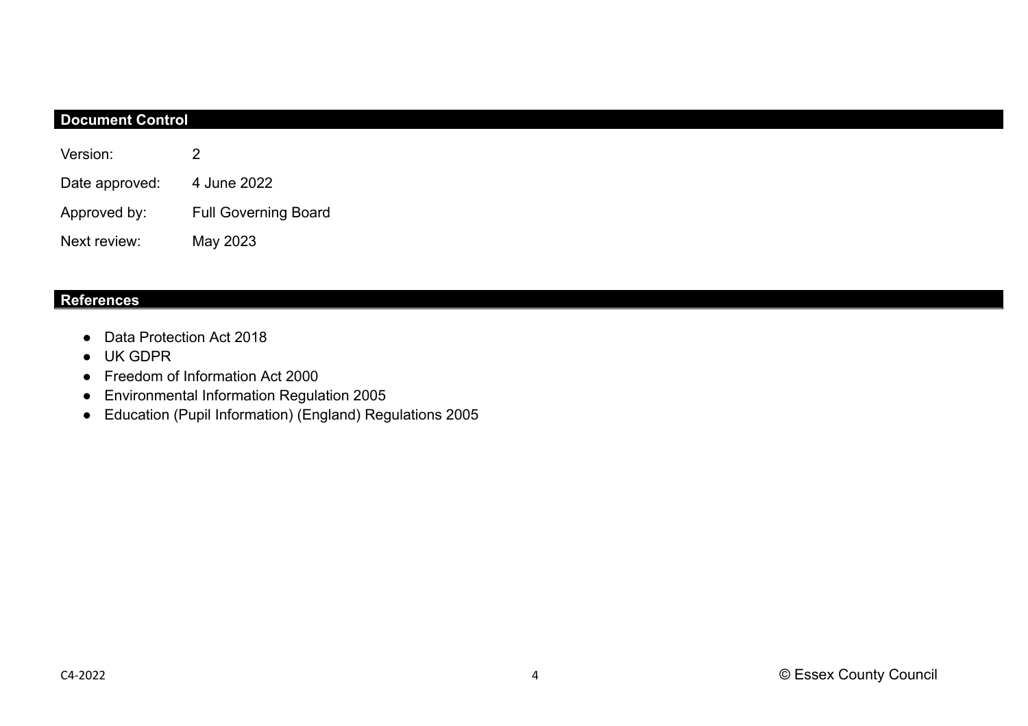## Document Control

| | |
|---|---|
| Version: | 2 |
| Date approved: | 4 June 2022 |
| Approved by: | Full Governing Board |
| Next review: | May 2023 |

## References

- Data Protection Act 2018
- UK GDPR
- Freedom of Information Act 2000
- Environmental Information Regulation 2005
- Education (Pupil Information) (England) Regulations 2005